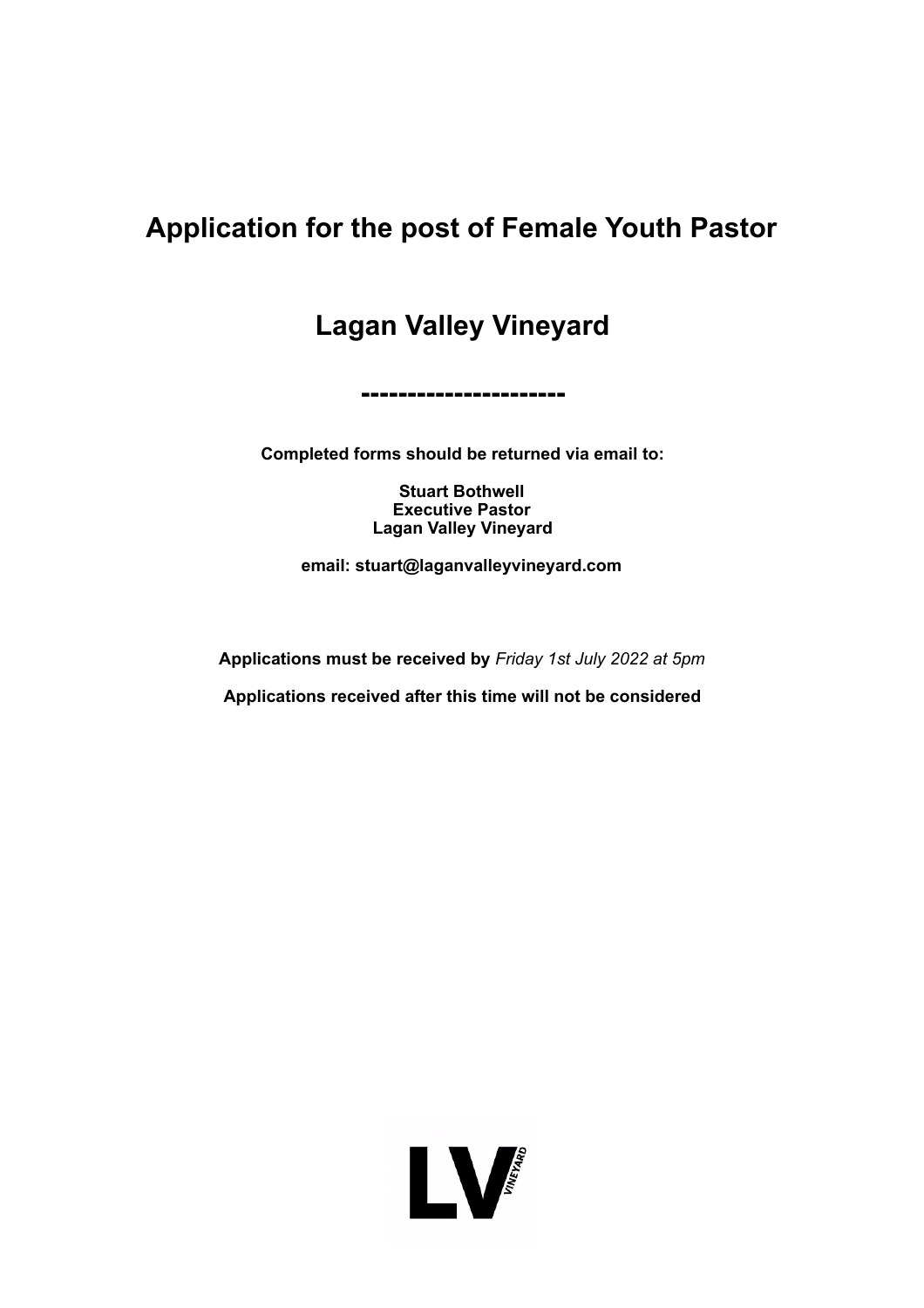# Application for the post of Female Youth Pastor

# Lagan Valley Vineyard

---------------------

**Completed forms should be returned via email to:**

**Stuart Bothwell**
**Executive Pastor**
**Lagan Valley Vineyard**

**email: stuart@laganvalleyvineyard.com**

**Applications must be received by** *Friday 1st July 2022 at 5pm*

**Applications received after this time will not be considered**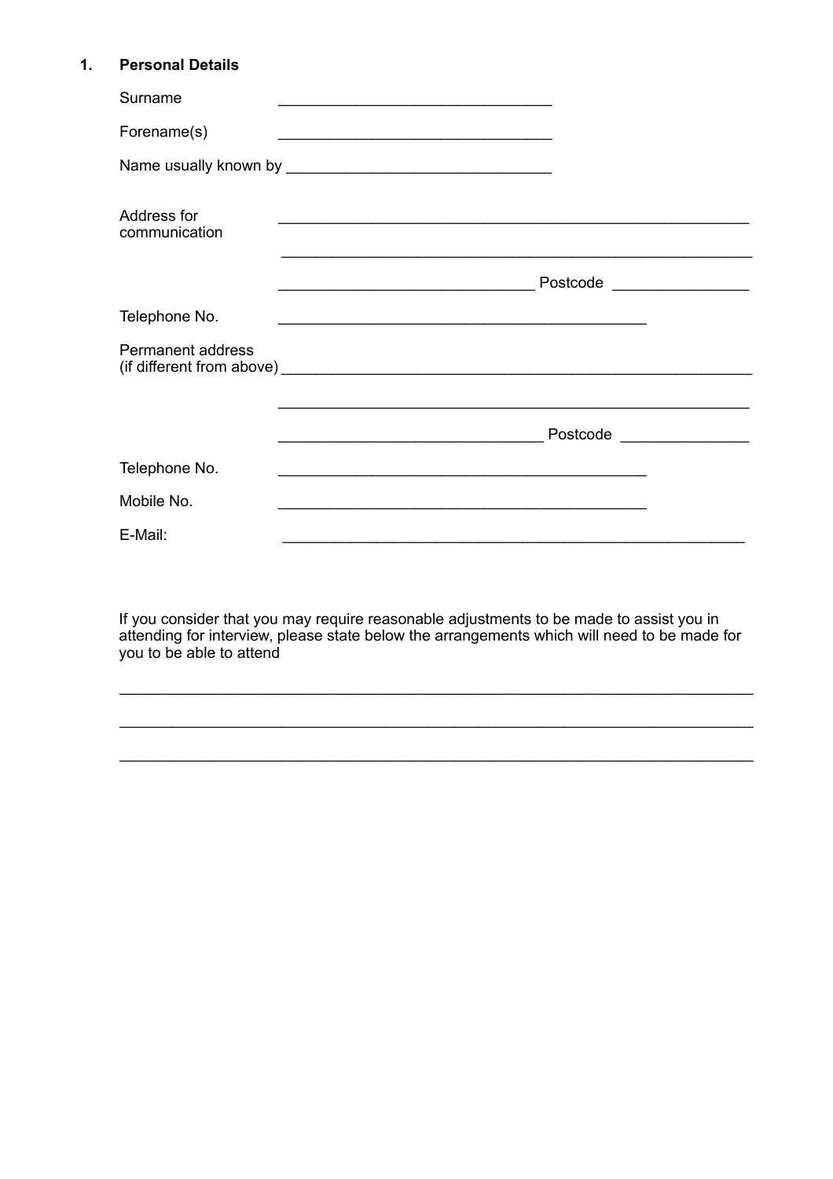## 1. Personal Details

Surname ________________________________

Forename(s) ________________________________

Name usually known by ________________________________

Address for communication ________________________________________________________

________________________________________________________

______________________________ Postcode ________________

Telephone No. ____________________________________________

Permanent address (if different from above) ________________________________________________________

________________________________________________________

______________________________ Postcode ________________

Telephone No. ____________________________________________

Mobile No. ____________________________________________

E-Mail: ________________________________________________________

If you consider that you may require reasonable adjustments to be made to assist you in attending for interview, please state below the arrangements which will need to be made for you to be able to attend

____________________________________________________________________________

____________________________________________________________________________

____________________________________________________________________________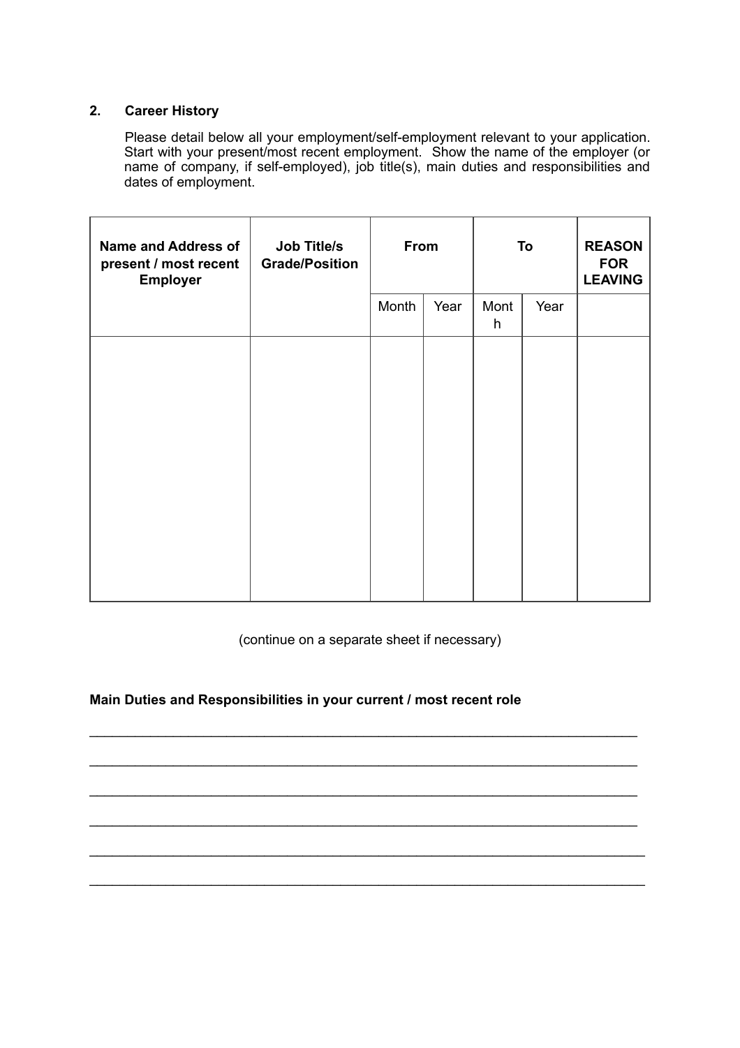## 2. Career History

Please detail below all your employment/self-employment relevant to your application. Start with your present/most recent employment. Show the name of the employer (or name of company, if self-employed), job title(s), main duties and responsibilities and dates of employment.

| Name and Address of present / most recent Employer | Job Title/s Grade/Position | From | | To | | REASON FOR LEAVING |
|---|---|---|---|---|---|---|
| | | Month | Year | Month | Year | |
| | | | | | | |

(continue on a separate sheet if necessary)

**Main Duties and Responsibilities in your current / most recent role**

\_\_\_\_\_\_\_\_\_\_\_\_\_\_\_\_\_\_\_\_\_\_\_\_\_\_\_\_\_\_\_\_\_\_\_\_\_\_\_\_\_\_\_\_\_\_\_\_\_\_\_\_\_\_\_\_\_\_\_\_\_\_\_\_\_\_\_\_

\_\_\_\_\_\_\_\_\_\_\_\_\_\_\_\_\_\_\_\_\_\_\_\_\_\_\_\_\_\_\_\_\_\_\_\_\_\_\_\_\_\_\_\_\_\_\_\_\_\_\_\_\_\_\_\_\_\_\_\_\_\_\_\_\_\_\_\_

\_\_\_\_\_\_\_\_\_\_\_\_\_\_\_\_\_\_\_\_\_\_\_\_\_\_\_\_\_\_\_\_\_\_\_\_\_\_\_\_\_\_\_\_\_\_\_\_\_\_\_\_\_\_\_\_\_\_\_\_\_\_\_\_\_\_\_\_

\_\_\_\_\_\_\_\_\_\_\_\_\_\_\_\_\_\_\_\_\_\_\_\_\_\_\_\_\_\_\_\_\_\_\_\_\_\_\_\_\_\_\_\_\_\_\_\_\_\_\_\_\_\_\_\_\_\_\_\_\_\_\_\_\_\_\_\_

\_\_\_\_\_\_\_\_\_\_\_\_\_\_\_\_\_\_\_\_\_\_\_\_\_\_\_\_\_\_\_\_\_\_\_\_\_\_\_\_\_\_\_\_\_\_\_\_\_\_\_\_\_\_\_\_\_\_\_\_\_\_\_\_\_\_\_\_

\_\_\_\_\_\_\_\_\_\_\_\_\_\_\_\_\_\_\_\_\_\_\_\_\_\_\_\_\_\_\_\_\_\_\_\_\_\_\_\_\_\_\_\_\_\_\_\_\_\_\_\_\_\_\_\_\_\_\_\_\_\_\_\_\_\_\_\_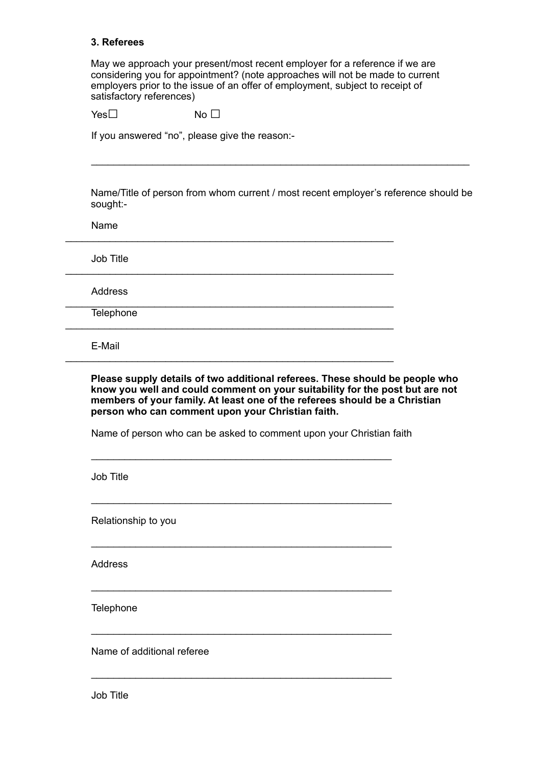### 3. Referees

May we approach your present/most recent employer for a reference if we are considering you for appointment? (note approaches will not be made to current employers prior to the issue of an offer of employment, subject to receipt of satisfactory references)

Yes☐ No ☐

If you answered "no", please give the reason:-

_______________________________________________________________________

Name/Title of person from whom current / most recent employer's reference should be sought:-

Name

_______________________________________________________________

Job Title

_______________________________________________________________

Address

_______________________________________________________________

Telephone

_______________________________________________________________

E-Mail

_______________________________________________________________

**Please supply details of two additional referees. These should be people who know you well and could comment on your suitability for the post but are not members of your family. At least one of the referees should be a Christian person who can comment upon your Christian faith.**

Name of person who can be asked to comment upon your Christian faith

_________________________________________________________

Job Title

_________________________________________________________

Relationship to you

_________________________________________________________

Address

_________________________________________________________

Telephone

_________________________________________________________

Name of additional referee

_________________________________________________________

Job Title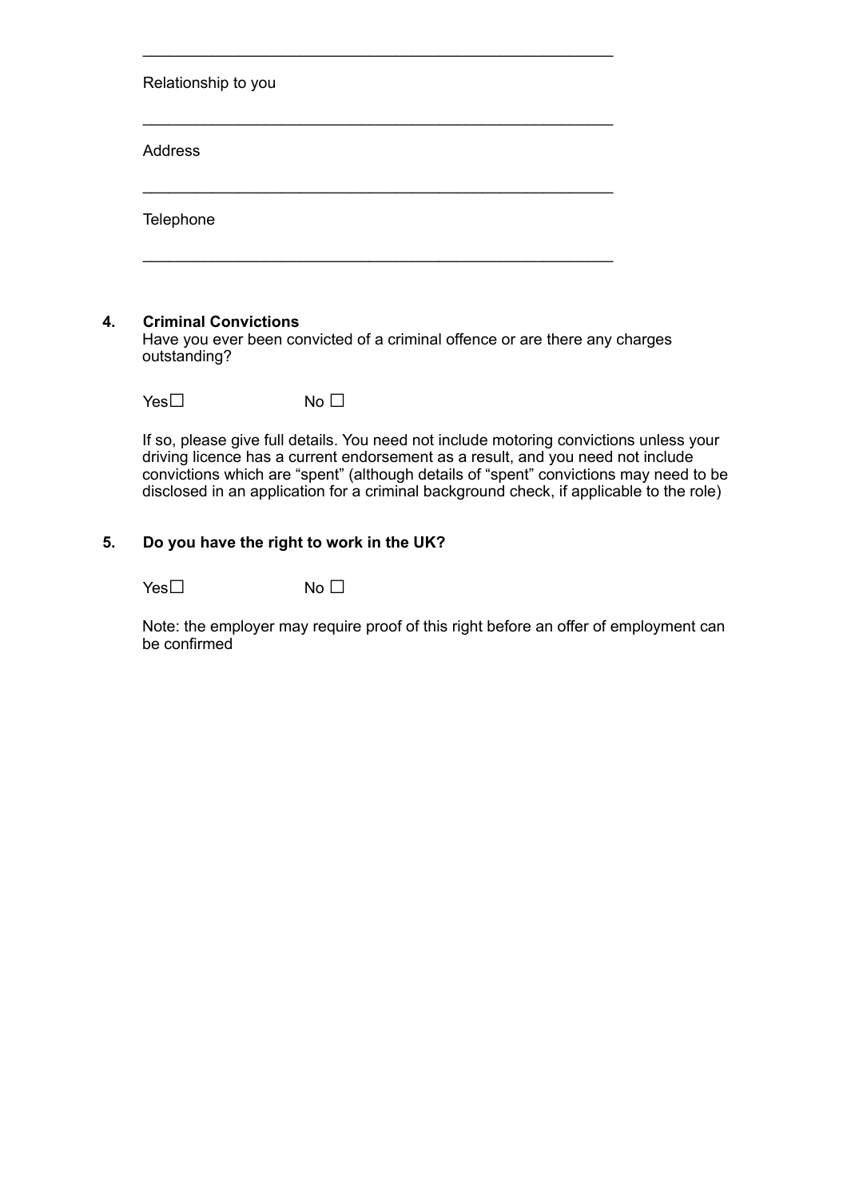\_\_\_\_\_\_\_\_\_\_\_\_\_\_\_\_\_\_\_\_\_\_\_\_\_\_\_\_\_\_\_\_\_\_\_\_\_\_\_\_\_\_\_\_\_\_\_\_\_\_

Relationship to you

\_\_\_\_\_\_\_\_\_\_\_\_\_\_\_\_\_\_\_\_\_\_\_\_\_\_\_\_\_\_\_\_\_\_\_\_\_\_\_\_\_\_\_\_\_\_\_\_\_\_

Address

\_\_\_\_\_\_\_\_\_\_\_\_\_\_\_\_\_\_\_\_\_\_\_\_\_\_\_\_\_\_\_\_\_\_\_\_\_\_\_\_\_\_\_\_\_\_\_\_\_\_

Telephone

\_\_\_\_\_\_\_\_\_\_\_\_\_\_\_\_\_\_\_\_\_\_\_\_\_\_\_\_\_\_\_\_\_\_\_\_\_\_\_\_\_\_\_\_\_\_\_\_\_\_

**4. Criminal Convictions**

Have you ever been convicted of a criminal offence or are there any charges outstanding?

Yes☐ No ☐

If so, please give full details. You need not include motoring convictions unless your driving licence has a current endorsement as a result, and you need not include convictions which are "spent" (although details of "spent" convictions may need to be disclosed in an application for a criminal background check, if applicable to the role)

**5. Do you have the right to work in the UK?**

Yes☐ No ☐

Note: the employer may require proof of this right before an offer of employment can be confirmed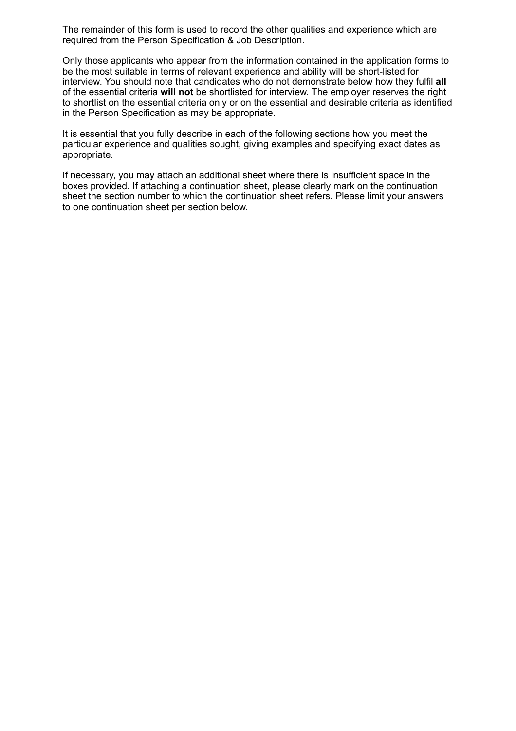The remainder of this form is used to record the other qualities and experience which are required from the Person Specification & Job Description.

Only those applicants who appear from the information contained in the application forms to be the most suitable in terms of relevant experience and ability will be short-listed for interview. You should note that candidates who do not demonstrate below how they fulfil **all** of the essential criteria **will not** be shortlisted for interview. The employer reserves the right to shortlist on the essential criteria only or on the essential and desirable criteria as identified in the Person Specification as may be appropriate.

It is essential that you fully describe in each of the following sections how you meet the particular experience and qualities sought, giving examples and specifying exact dates as appropriate.

If necessary, you may attach an additional sheet where there is insufficient space in the boxes provided. If attaching a continuation sheet, please clearly mark on the continuation sheet the section number to which the continuation sheet refers. Please limit your answers to one continuation sheet per section below.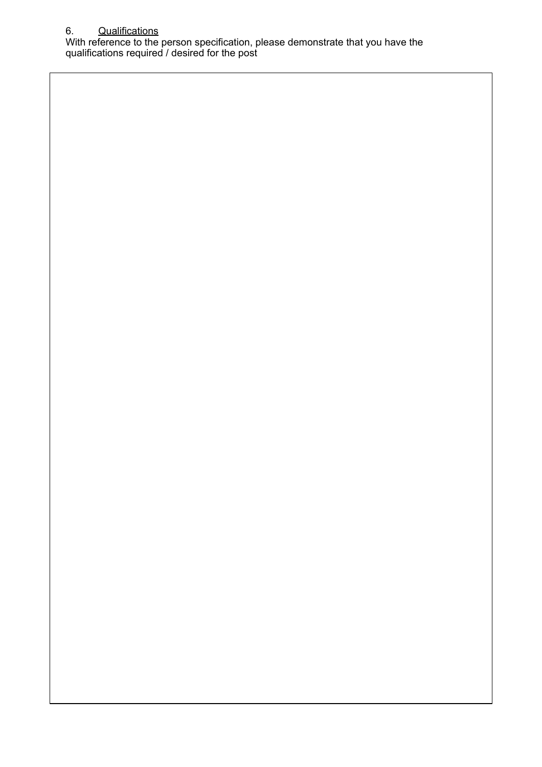6. <u>Qualifications</u>

With reference to the person specification, please demonstrate that you have the qualifications required / desired for the post

| |
|---|
| |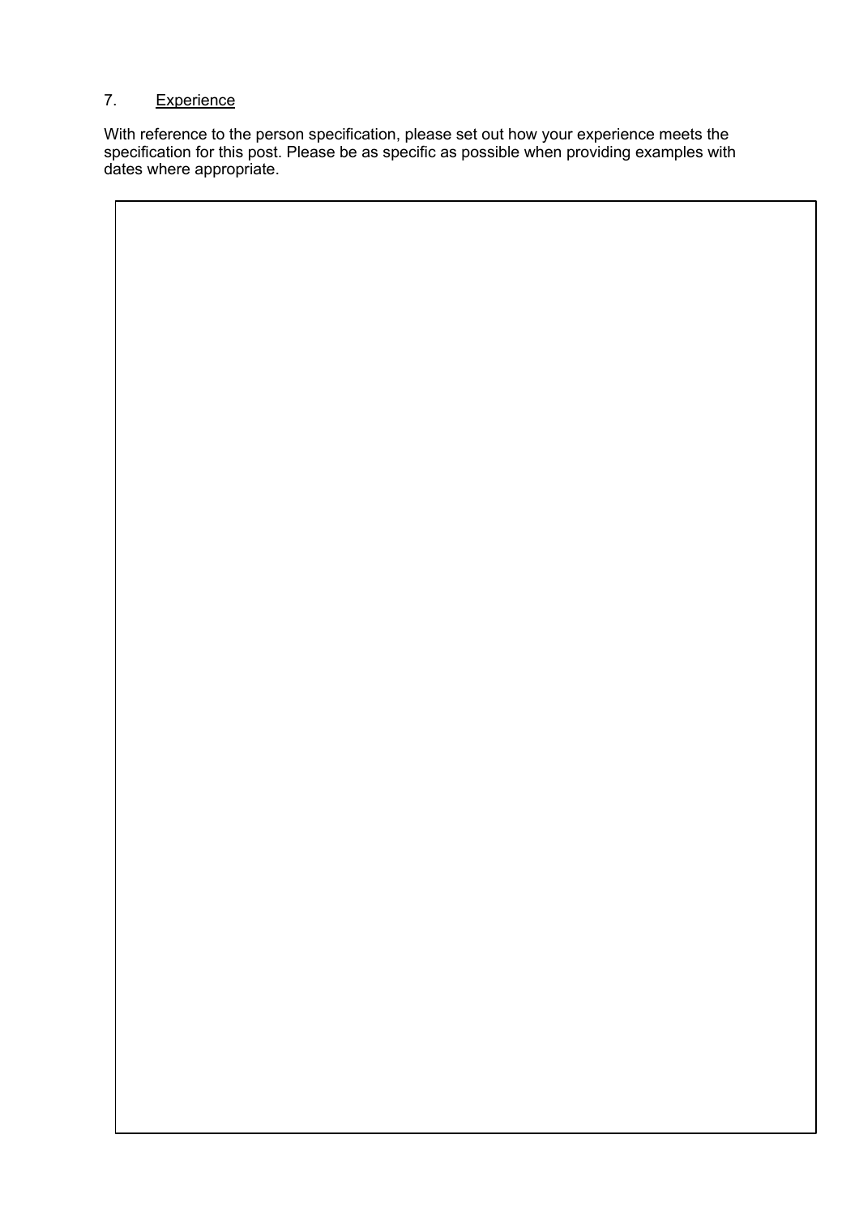7. <u>Experience</u>

With reference to the person specification, please set out how your experience meets the specification for this post. Please be as specific as possible when providing examples with dates where appropriate.

| |
|---|
| |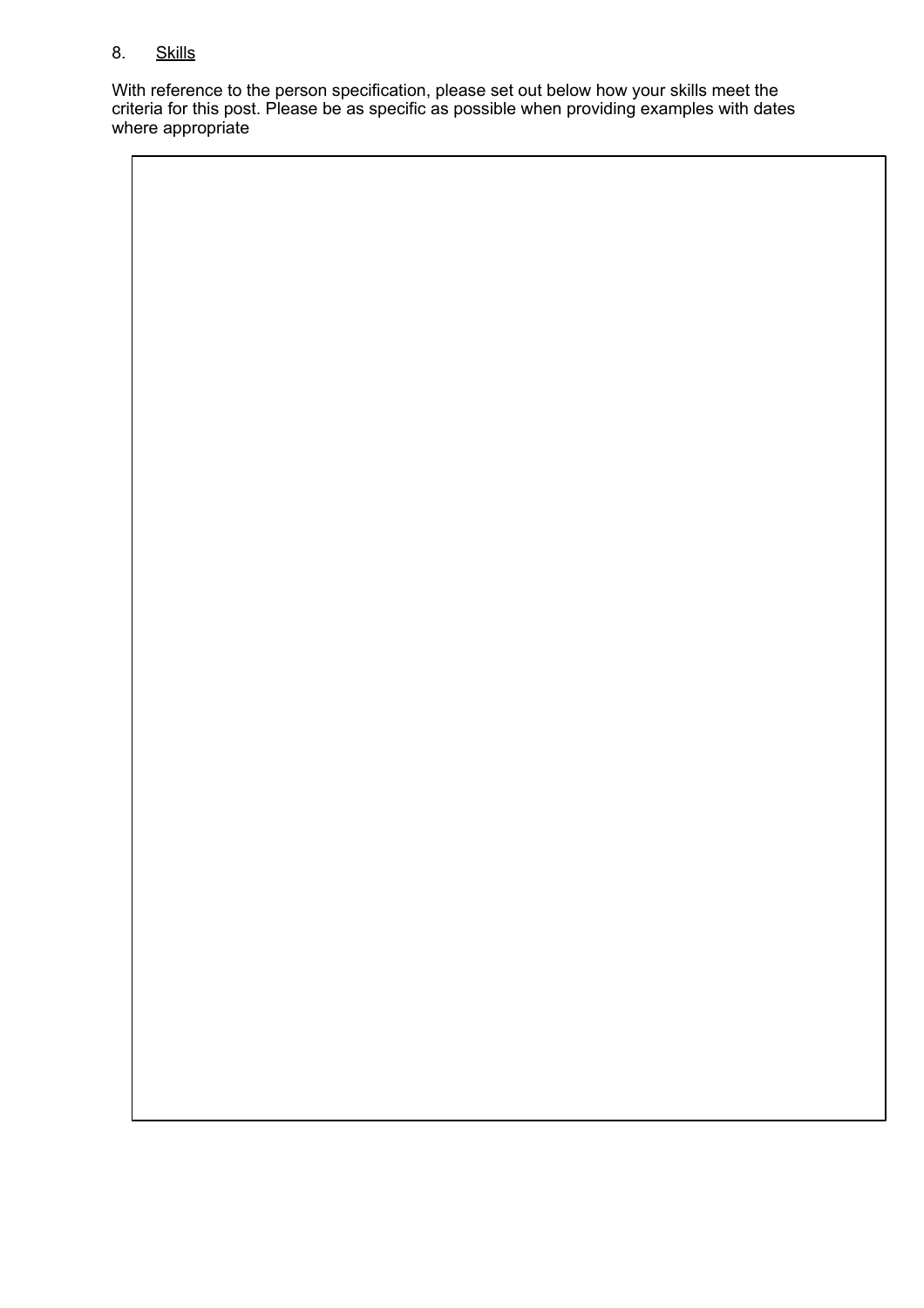## 8. Skills

With reference to the person specification, please set out below how your skills meet the criteria for this post. Please be as specific as possible when providing examples with dates where appropriate

| |
|---|
| |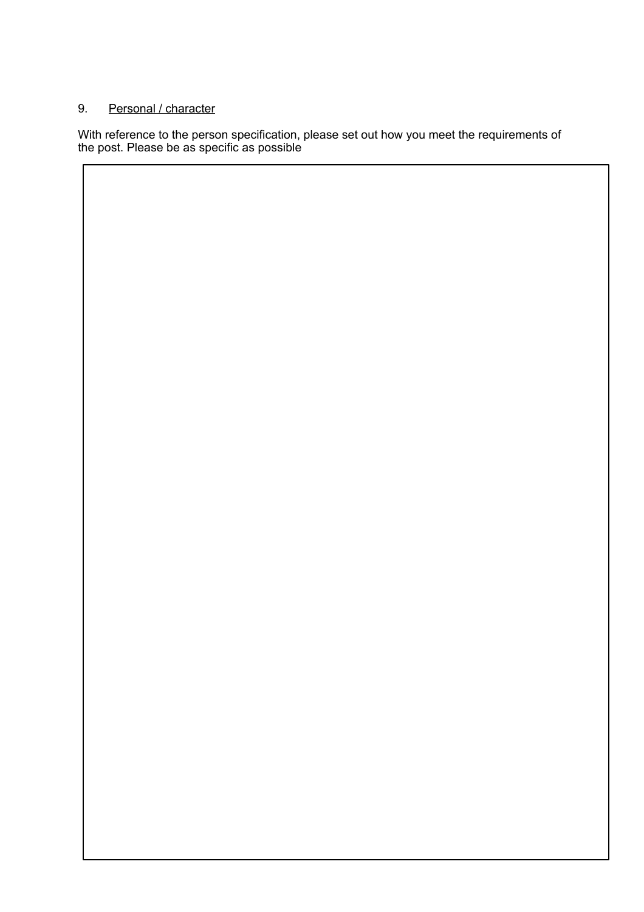9. Personal / character

With reference to the person specification, please set out how you meet the requirements of the post. Please be as specific as possible

| |
|---|
| |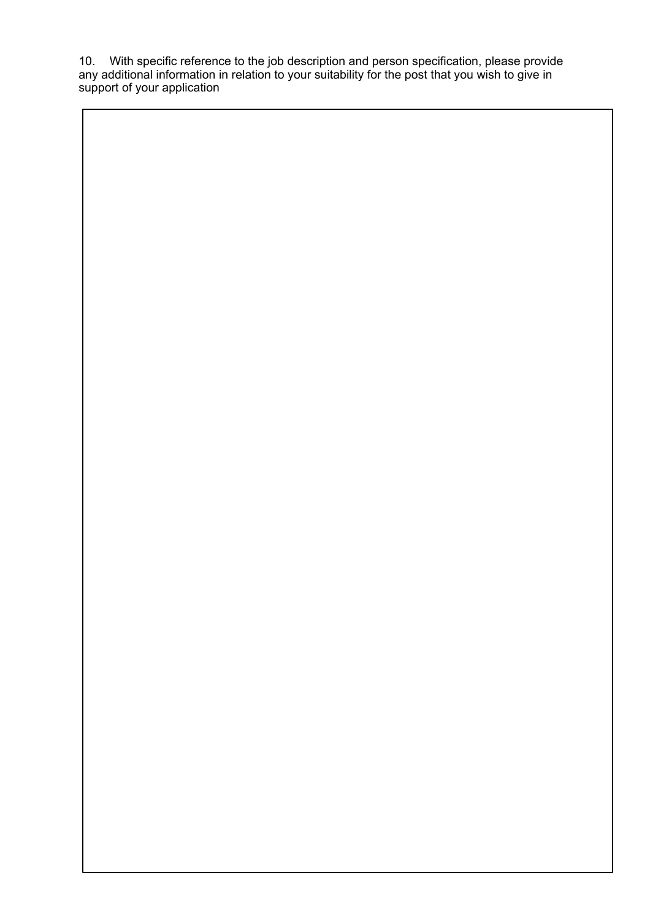10. With specific reference to the job description and person specification, please provide any additional information in relation to your suitability for the post that you wish to give in support of your application

| |
|---|
| |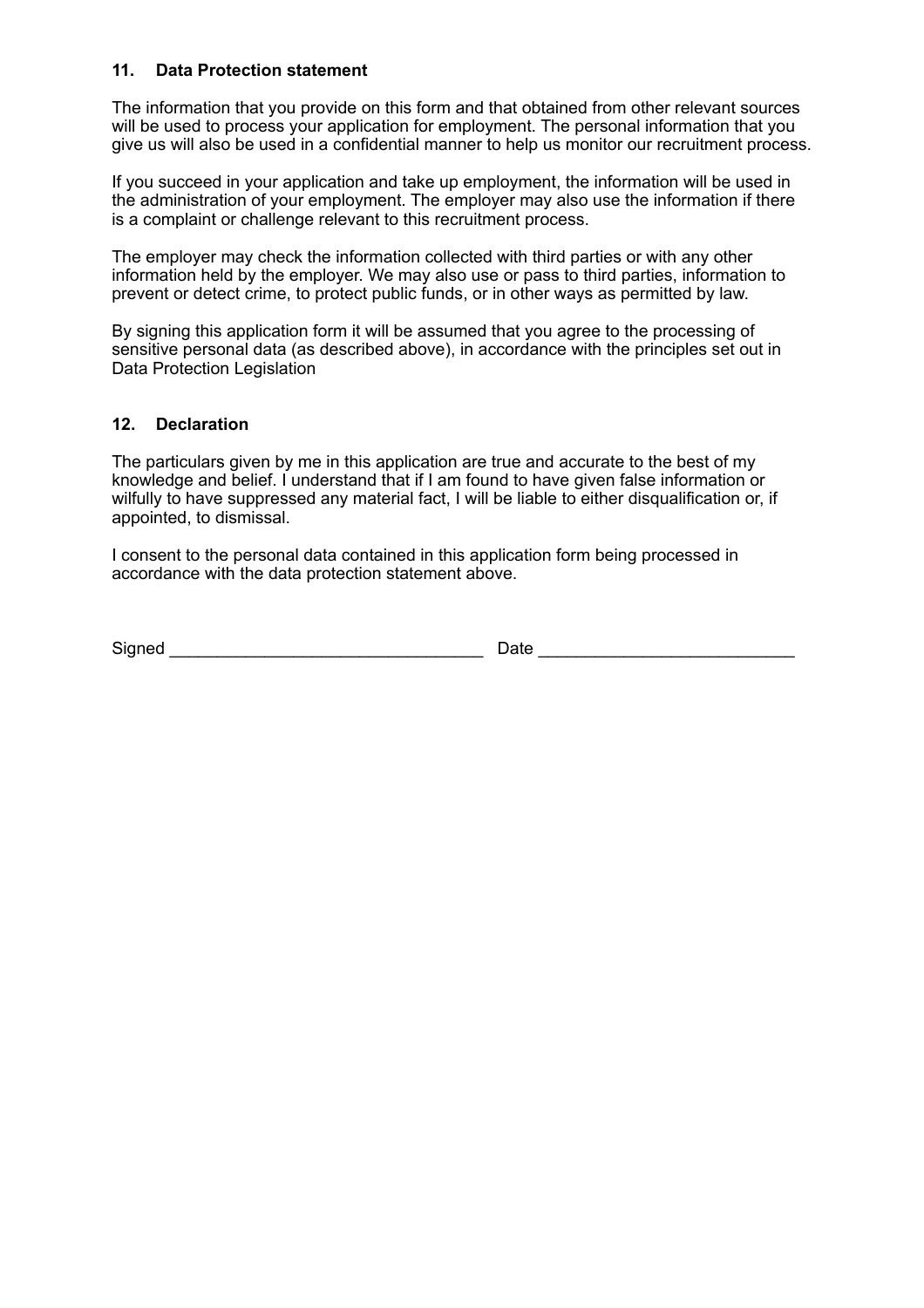## 11. Data Protection statement

The information that you provide on this form and that obtained from other relevant sources will be used to process your application for employment. The personal information that you give us will also be used in a confidential manner to help us monitor our recruitment process.

If you succeed in your application and take up employment, the information will be used in the administration of your employment. The employer may also use the information if there is a complaint or challenge relevant to this recruitment process.

The employer may check the information collected with third parties or with any other information held by the employer. We may also use or pass to third parties, information to prevent or detect crime, to protect public funds, or in other ways as permitted by law.

By signing this application form it will be assumed that you agree to the processing of sensitive personal data (as described above), in accordance with the principles set out in Data Protection Legislation

## 12. Declaration

The particulars given by me in this application are true and accurate to the best of my knowledge and belief. I understand that if I am found to have given false information or wilfully to have suppressed any material fact, I will be liable to either disqualification or, if appointed, to dismissal.

I consent to the personal data contained in this application form being processed in accordance with the data protection statement above.

Signed ________________________________ Date __________________________